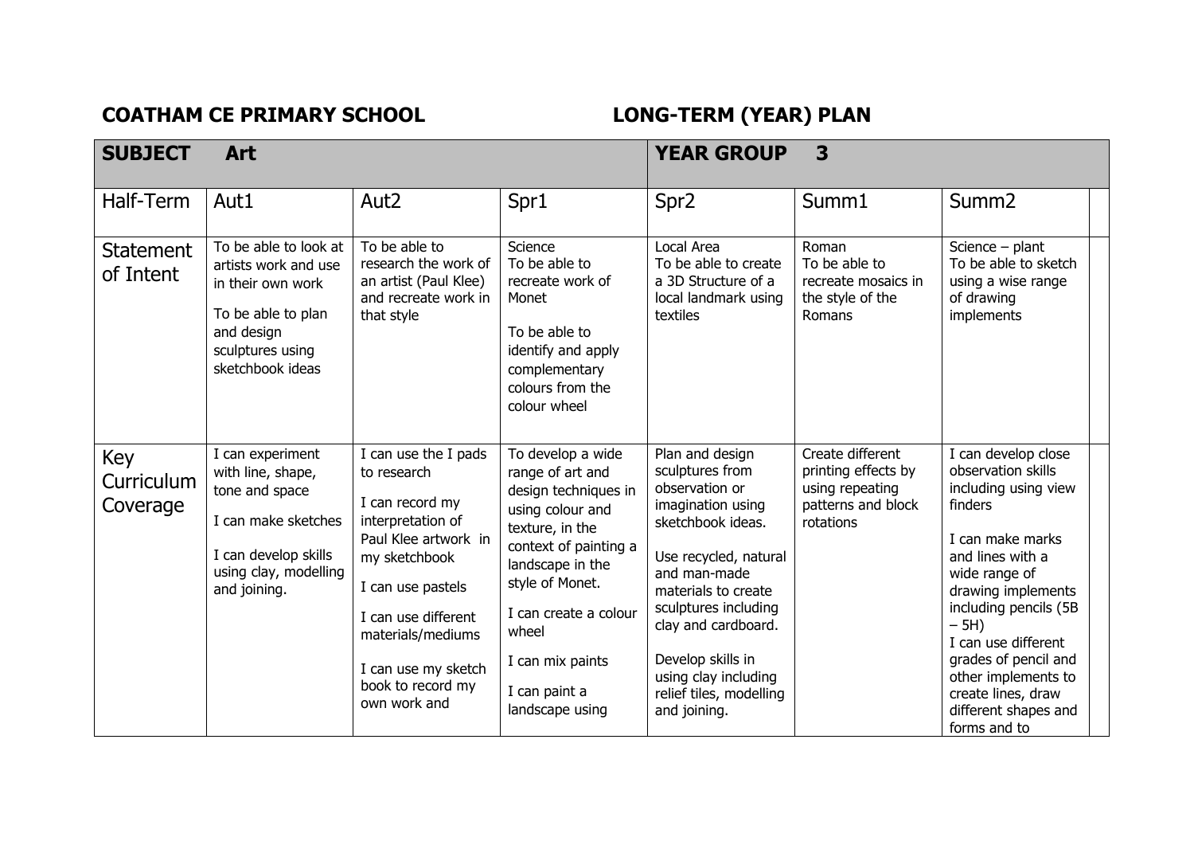**COATHAM CE PRIMARY SCHOOL** **LONG-TERM (YEAR) PLAN**

| **SUBJECT Art** | | | | **YEAR GROUP 3** | | |
|---|---|---|---|---|---|---|
| Half-Term | Aut1 | Aut2 | Spr1 | Spr2 | Summ1 | Summ2 |
| Statement of Intent | To be able to look at artists work and use in their own work<br><br>To be able to plan and design sculptures using sketchbook ideas | To be able to research the work of an artist (Paul Klee) and recreate work in that style | Science<br>To be able to recreate work of Monet<br><br>To be able to identify and apply complementary colours from the colour wheel | Local Area<br>To be able to create a 3D Structure of a local landmark using textiles | Roman<br>To be able to recreate mosaics in the style of the Romans | Science – plant<br>To be able to sketch using a wise range of drawing implements |
| Key Curriculum Coverage | I can experiment with line, shape, tone and space<br><br>I can make sketches<br><br>I can develop skills using clay, modelling and joining. | I can use the I pads to research<br><br>I can record my interpretation of Paul Klee artwork in my sketchbook<br><br>I can use pastels<br><br>I can use different materials/mediums<br><br>I can use my sketch book to record my own work and | To develop a wide range of art and design techniques in using colour and texture, in the context of painting a landscape in the style of Monet.<br><br>I can create a colour wheel<br><br>I can mix paints<br><br>I can paint a landscape using | Plan and design sculptures from observation or imagination using sketchbook ideas.<br><br>Use recycled, natural and man-made materials to create sculptures including clay and cardboard.<br><br>Develop skills in using clay including relief tiles, modelling and joining. | Create different printing effects by using repeating patterns and block rotations | I can develop close observation skills including using view finders<br><br>I can make marks and lines with a wide range of drawing implements including pencils (5B – 5H)<br>I can use different grades of pencil and other implements to create lines, draw different shapes and forms and to |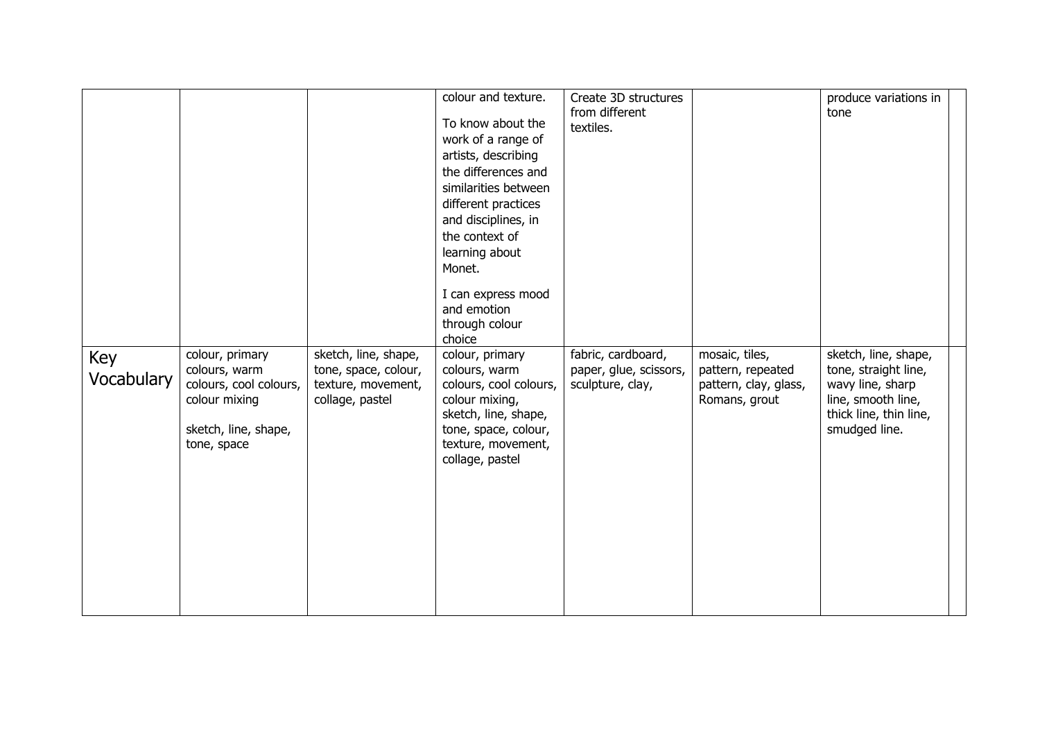| | | | | | | | |
|---|---|---|---|---|---|---|---|
| | | | colour and texture.<br><br>To know about the work of a range of artists, describing the differences and similarities between different practices and disciplines, in the context of learning about Monet.<br><br>I can express mood and emotion through colour choice | Create 3D structures from different textiles. | | produce variations in tone | |
| Key Vocabulary | colour, primary colours, warm colours, cool colours, colour mixing<br><br>sketch, line, shape, tone, space | sketch, line, shape, tone, space, colour, texture, movement, collage, pastel | colour, primary colours, warm colours, cool colours, colour mixing, sketch, line, shape, tone, space, colour, texture, movement, collage, pastel | fabric, cardboard, paper, glue, scissors, sculpture, clay, | mosaic, tiles, pattern, repeated pattern, clay, glass, Romans, grout | sketch, line, shape, tone, straight line, wavy line, sharp line, smooth line, thick line, thin line, smudged line. | |